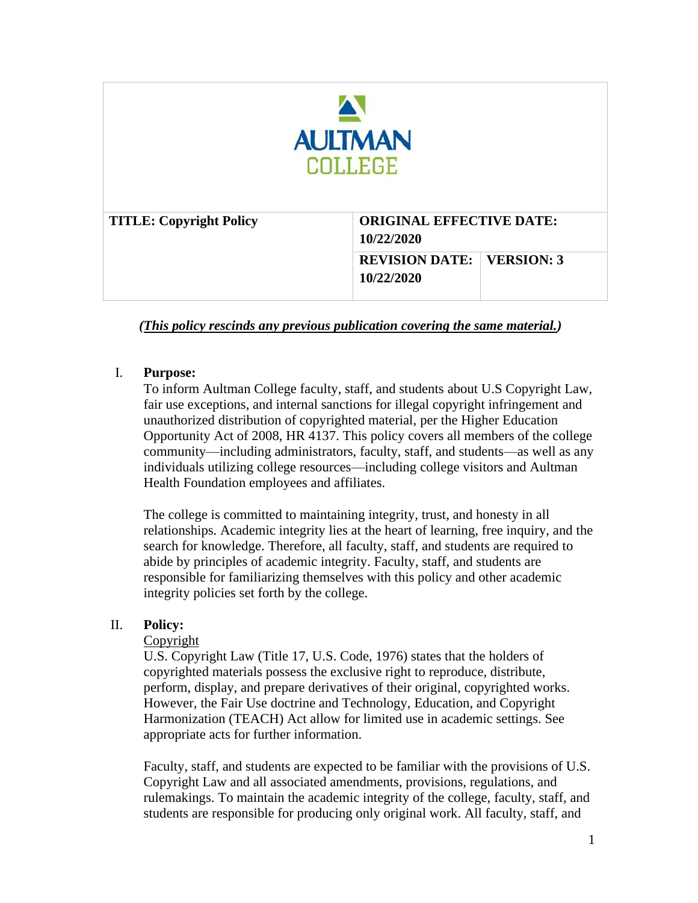**AULTMAN COLLEGE**

| TITLE: Copyright Policy | ORIGINAL EFFECTIVE DATE: 10/22/2020 | |
| --- | --- | --- |
| | REVISION DATE: 10/22/2020 | VERSION: 3 |

***(This policy rescinds any previous publication covering the same material.)***

## I. Purpose:

To inform Aultman College faculty, staff, and students about U.S Copyright Law, fair use exceptions, and internal sanctions for illegal copyright infringement and unauthorized distribution of copyrighted material, per the Higher Education Opportunity Act of 2008, HR 4137. This policy covers all members of the college community—including administrators, faculty, staff, and students—as well as any individuals utilizing college resources—including college visitors and Aultman Health Foundation employees and affiliates.

The college is committed to maintaining integrity, trust, and honesty in all relationships. Academic integrity lies at the heart of learning, free inquiry, and the search for knowledge. Therefore, all faculty, staff, and students are required to abide by principles of academic integrity. Faculty, staff, and students are responsible for familiarizing themselves with this policy and other academic integrity policies set forth by the college.

## II. Policy:

Copyright

U.S. Copyright Law (Title 17, U.S. Code, 1976) states that the holders of copyrighted materials possess the exclusive right to reproduce, distribute, perform, display, and prepare derivatives of their original, copyrighted works. However, the Fair Use doctrine and Technology, Education, and Copyright Harmonization (TEACH) Act allow for limited use in academic settings. See appropriate acts for further information.

Faculty, staff, and students are expected to be familiar with the provisions of U.S. Copyright Law and all associated amendments, provisions, regulations, and rulemakings. To maintain the academic integrity of the college, faculty, staff, and students are responsible for producing only original work. All faculty, staff, and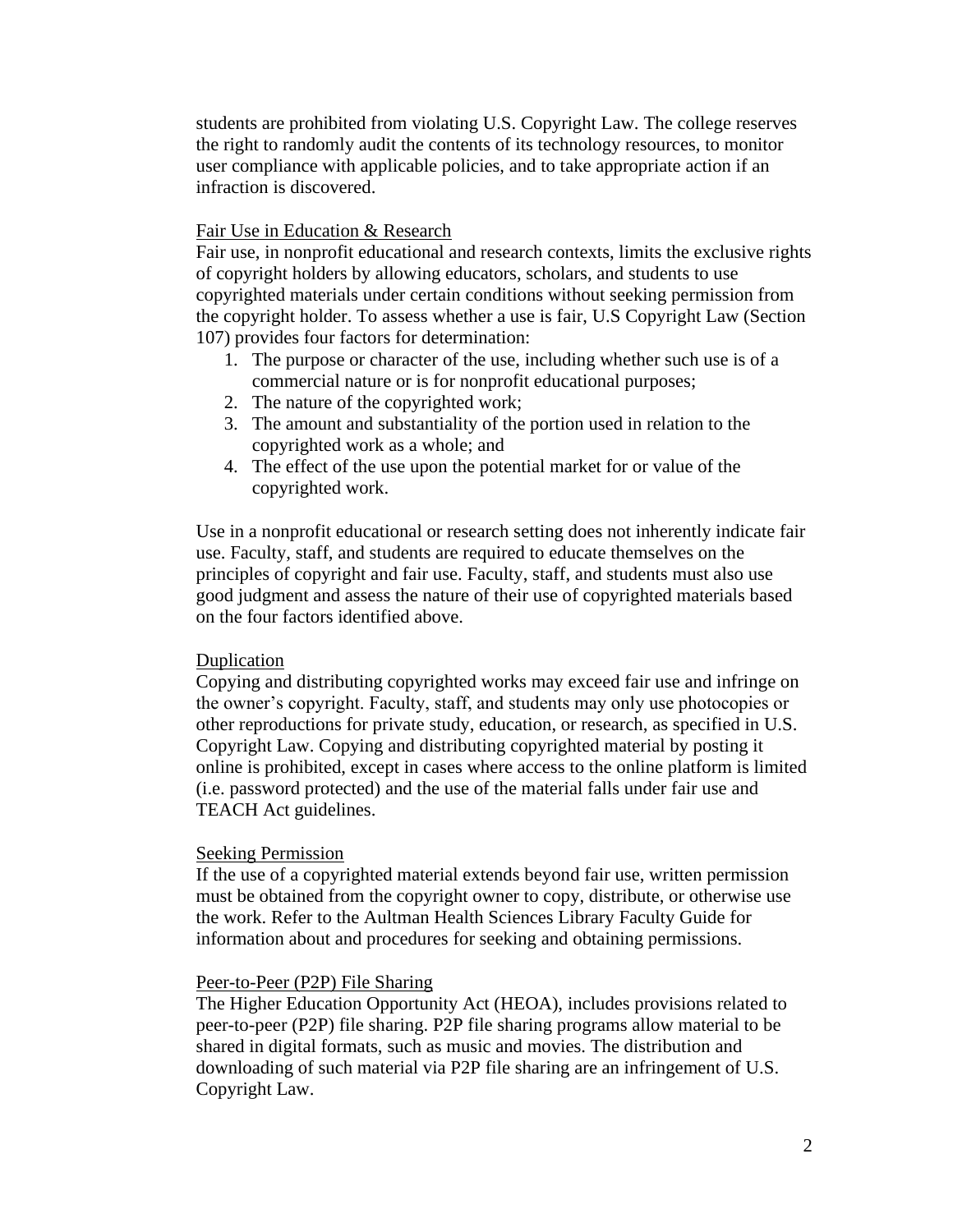students are prohibited from violating U.S. Copyright Law. The college reserves the right to randomly audit the contents of its technology resources, to monitor user compliance with applicable policies, and to take appropriate action if an infraction is discovered.

### Fair Use in Education & Research

Fair use, in nonprofit educational and research contexts, limits the exclusive rights of copyright holders by allowing educators, scholars, and students to use copyrighted materials under certain conditions without seeking permission from the copyright holder. To assess whether a use is fair, U.S Copyright Law (Section 107) provides four factors for determination:

1. The purpose or character of the use, including whether such use is of a commercial nature or is for nonprofit educational purposes;
2. The nature of the copyrighted work;
3. The amount and substantiality of the portion used in relation to the copyrighted work as a whole; and
4. The effect of the use upon the potential market for or value of the copyrighted work.

Use in a nonprofit educational or research setting does not inherently indicate fair use. Faculty, staff, and students are required to educate themselves on the principles of copyright and fair use. Faculty, staff, and students must also use good judgment and assess the nature of their use of copyrighted materials based on the four factors identified above.

### Duplication

Copying and distributing copyrighted works may exceed fair use and infringe on the owner's copyright. Faculty, staff, and students may only use photocopies or other reproductions for private study, education, or research, as specified in U.S. Copyright Law. Copying and distributing copyrighted material by posting it online is prohibited, except in cases where access to the online platform is limited (i.e. password protected) and the use of the material falls under fair use and TEACH Act guidelines.

### Seeking Permission

If the use of a copyrighted material extends beyond fair use, written permission must be obtained from the copyright owner to copy, distribute, or otherwise use the work. Refer to the Aultman Health Sciences Library Faculty Guide for information about and procedures for seeking and obtaining permissions.

### Peer-to-Peer (P2P) File Sharing

The Higher Education Opportunity Act (HEOA), includes provisions related to peer-to-peer (P2P) file sharing. P2P file sharing programs allow material to be shared in digital formats, such as music and movies. The distribution and downloading of such material via P2P file sharing are an infringement of U.S. Copyright Law.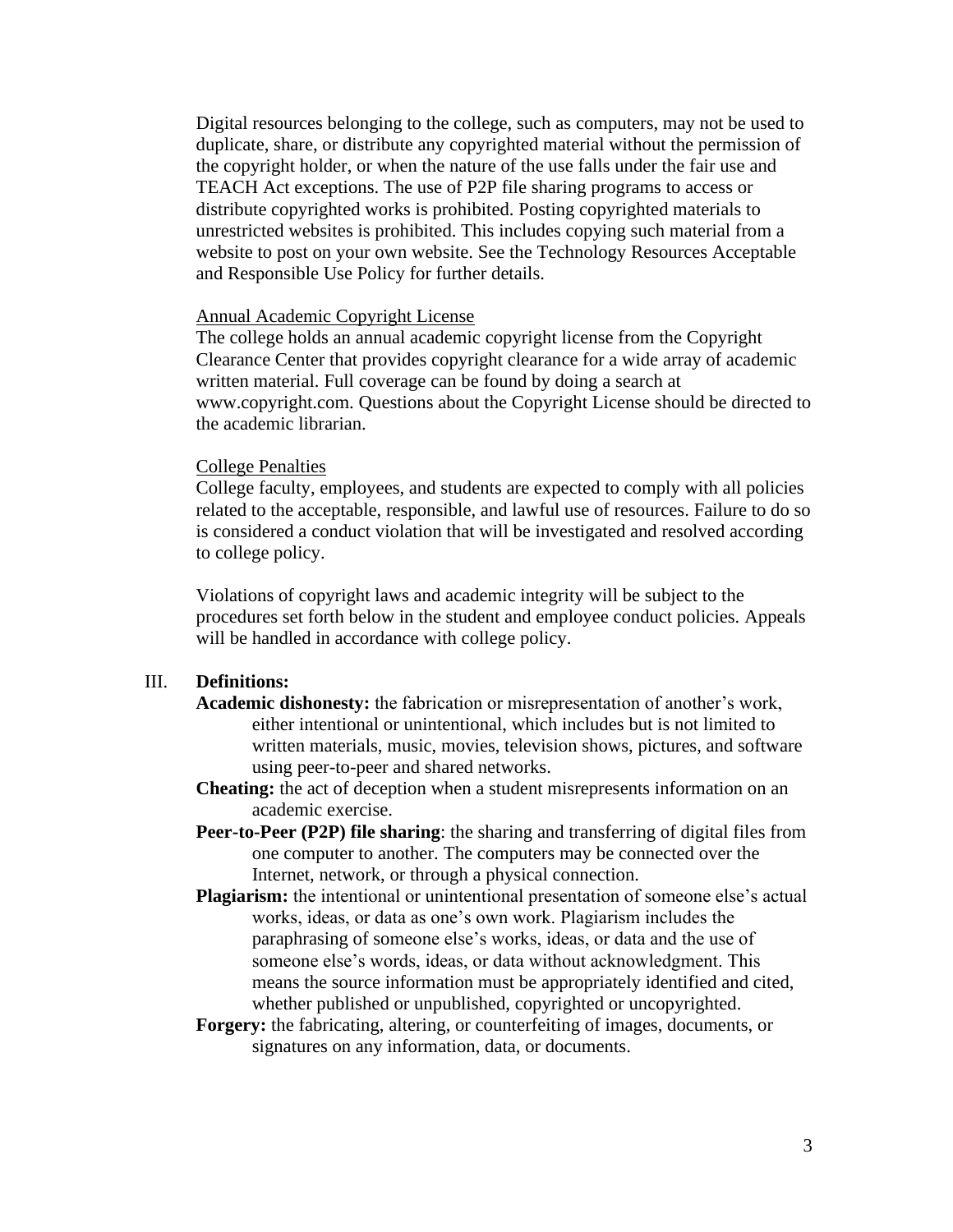Digital resources belonging to the college, such as computers, may not be used to duplicate, share, or distribute any copyrighted material without the permission of the copyright holder, or when the nature of the use falls under the fair use and TEACH Act exceptions. The use of P2P file sharing programs to access or distribute copyrighted works is prohibited. Posting copyrighted materials to unrestricted websites is prohibited. This includes copying such material from a website to post on your own website. See the Technology Resources Acceptable and Responsible Use Policy for further details.

Annual Academic Copyright License

The college holds an annual academic copyright license from the Copyright Clearance Center that provides copyright clearance for a wide array of academic written material. Full coverage can be found by doing a search at www.copyright.com. Questions about the Copyright License should be directed to the academic librarian.

College Penalties

College faculty, employees, and students are expected to comply with all policies related to the acceptable, responsible, and lawful use of resources. Failure to do so is considered a conduct violation that will be investigated and resolved according to college policy.

Violations of copyright laws and academic integrity will be subject to the procedures set forth below in the student and employee conduct policies. Appeals will be handled in accordance with college policy.

## III. Definitions:

**Academic dishonesty:** the fabrication or misrepresentation of another's work, either intentional or unintentional, which includes but is not limited to written materials, music, movies, television shows, pictures, and software using peer-to-peer and shared networks.

**Cheating:** the act of deception when a student misrepresents information on an academic exercise.

**Peer-to-Peer (P2P) file sharing**: the sharing and transferring of digital files from one computer to another. The computers may be connected over the Internet, network, or through a physical connection.

**Plagiarism:** the intentional or unintentional presentation of someone else's actual works, ideas, or data as one's own work. Plagiarism includes the paraphrasing of someone else's works, ideas, or data and the use of someone else's words, ideas, or data without acknowledgment. This means the source information must be appropriately identified and cited, whether published or unpublished, copyrighted or uncopyrighted.

**Forgery:** the fabricating, altering, or counterfeiting of images, documents, or signatures on any information, data, or documents.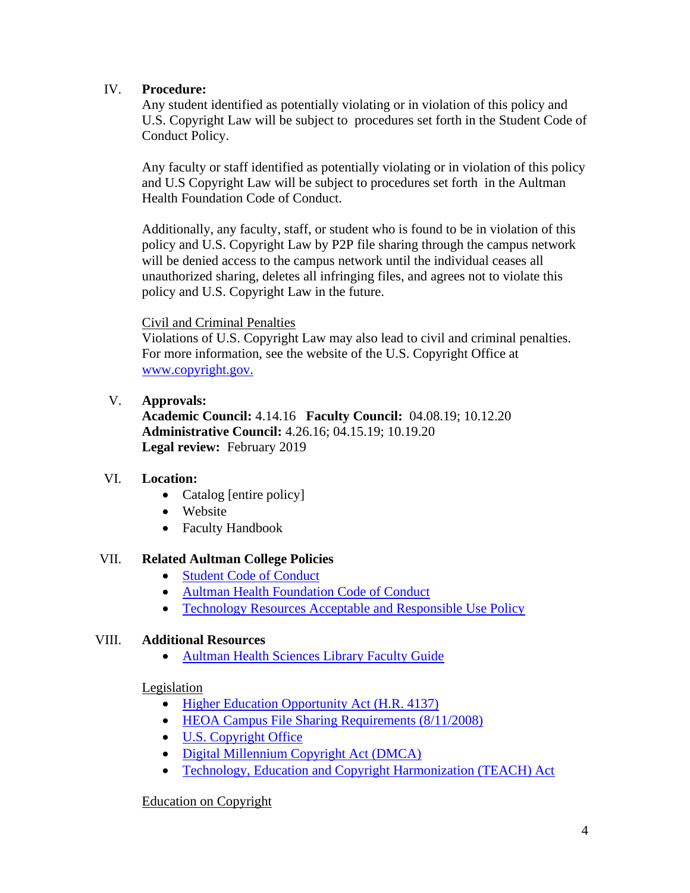## IV. Procedure:

Any student identified as potentially violating or in violation of this policy and U.S. Copyright Law will be subject to procedures set forth in the Student Code of Conduct Policy.

Any faculty or staff identified as potentially violating or in violation of this policy and U.S Copyright Law will be subject to procedures set forth in the Aultman Health Foundation Code of Conduct.

Additionally, any faculty, staff, or student who is found to be in violation of this policy and U.S. Copyright Law by P2P file sharing through the campus network will be denied access to the campus network until the individual ceases all unauthorized sharing, deletes all infringing files, and agrees not to violate this policy and U.S. Copyright Law in the future.

Civil and Criminal Penalties

Violations of U.S. Copyright Law may also lead to civil and criminal penalties. For more information, see the website of the U.S. Copyright Office at www.copyright.gov.

## V. Approvals:

**Academic Council:** 4.14.16 **Faculty Council:** 04.08.19; 10.12.20
**Administrative Council:** 4.26.16; 04.15.19; 10.19.20
**Legal review:** February 2019

## VI. Location:

- Catalog [entire policy]
- Website
- Faculty Handbook

## VII. Related Aultman College Policies

- Student Code of Conduct
- Aultman Health Foundation Code of Conduct
- Technology Resources Acceptable and Responsible Use Policy

## VIII. Additional Resources

- Aultman Health Sciences Library Faculty Guide

Legislation

- Higher Education Opportunity Act (H.R. 4137)
- HEOA Campus File Sharing Requirements (8/11/2008)
- U.S. Copyright Office
- Digital Millennium Copyright Act (DMCA)
- Technology, Education and Copyright Harmonization (TEACH) Act

Education on Copyright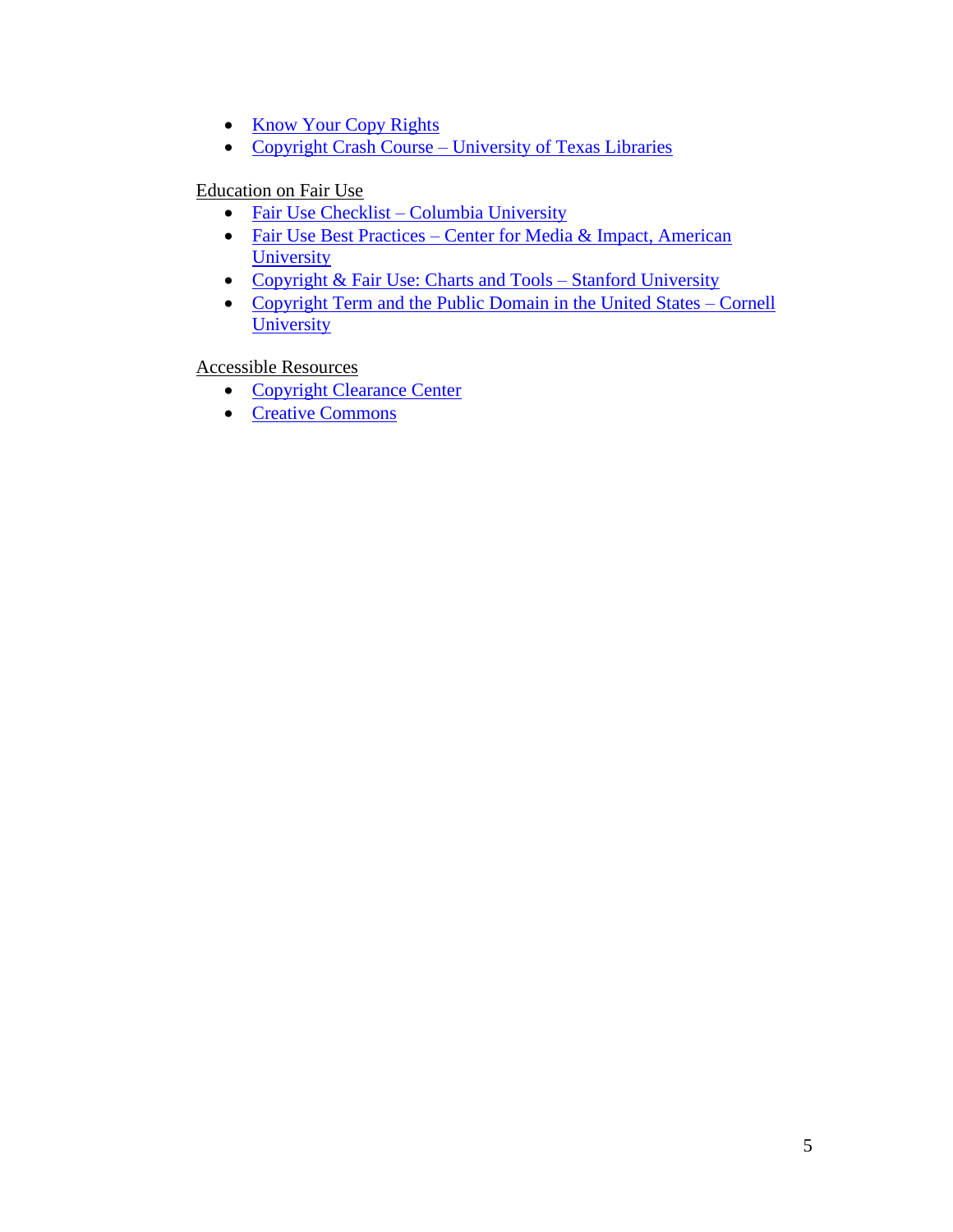- Know Your Copy Rights
- Copyright Crash Course – University of Texas Libraries

Education on Fair Use

- Fair Use Checklist – Columbia University
- Fair Use Best Practices – Center for Media & Impact, American University
- Copyright & Fair Use: Charts and Tools – Stanford University
- Copyright Term and the Public Domain in the United States – Cornell University

Accessible Resources

- Copyright Clearance Center
- Creative Commons